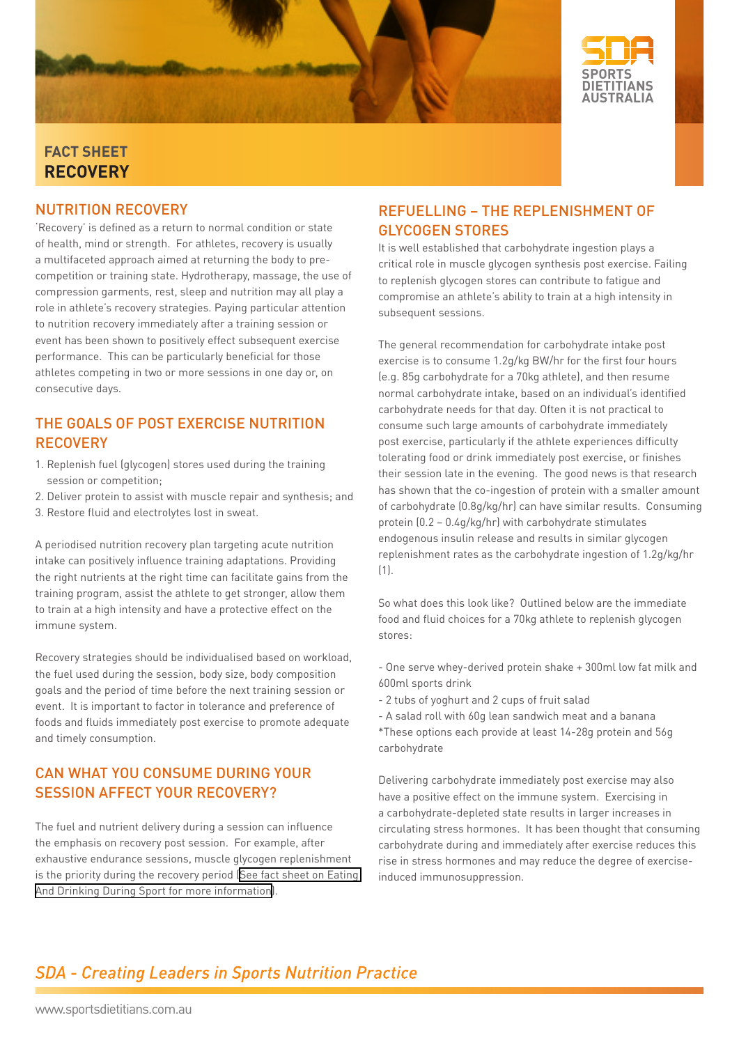SPORTS DIETITIANS AUSTRALIA

FACT SHEET
# RECOVERY

## NUTRITION RECOVERY

'Recovery' is defined as a return to normal condition or state of health, mind or strength. For athletes, recovery is usually a multifaceted approach aimed at returning the body to pre-competition or training state. Hydrotherapy, massage, the use of compression garments, rest, sleep and nutrition may all play a role in athlete's recovery strategies. Paying particular attention to nutrition recovery immediately after a training session or event has been shown to positively effect subsequent exercise performance. This can be particularly beneficial for those athletes competing in two or more sessions in one day or, on consecutive days.

## THE GOALS OF POST EXERCISE NUTRITION RECOVERY

1. Replenish fuel (glycogen) stores used during the training session or competition;
2. Deliver protein to assist with muscle repair and synthesis; and
3. Restore fluid and electrolytes lost in sweat.

A periodised nutrition recovery plan targeting acute nutrition intake can positively influence training adaptations. Providing the right nutrients at the right time can facilitate gains from the training program, assist the athlete to get stronger, allow them to train at a high intensity and have a protective effect on the immune system.

Recovery strategies should be individualised based on workload, the fuel used during the session, body size, body composition goals and the period of time before the next training session or event. It is important to factor in tolerance and preference of foods and fluids immediately post exercise to promote adequate and timely consumption.

## CAN WHAT YOU CONSUME DURING YOUR SESSION AFFECT YOUR RECOVERY?

The fuel and nutrient delivery during a session can influence the emphasis on recovery post session. For example, after exhaustive endurance sessions, muscle glycogen replenishment is the priority during the recovery period (See fact sheet on Eating And Drinking During Sport for more information).

## REFUELLING – THE REPLENISHMENT OF GLYCOGEN STORES

It is well established that carbohydrate ingestion plays a critical role in muscle glycogen synthesis post exercise. Failing to replenish glycogen stores can contribute to fatigue and compromise an athlete's ability to train at a high intensity in subsequent sessions.

The general recommendation for carbohydrate intake post exercise is to consume 1.2g/kg BW/hr for the first four hours (e.g. 85g carbohydrate for a 70kg athlete), and then resume normal carbohydrate intake, based on an individual's identified carbohydrate needs for that day. Often it is not practical to consume such large amounts of carbohydrate immediately post exercise, particularly if the athlete experiences difficulty tolerating food or drink immediately post exercise, or finishes their session late in the evening. The good news is that research has shown that the co-ingestion of protein with a smaller amount of carbohydrate (0.8g/kg/hr) can have similar results. Consuming protein (0.2 – 0.4g/kg/hr) with carbohydrate stimulates endogenous insulin release and results in similar glycogen replenishment rates as the carbohydrate ingestion of 1.2g/kg/hr (1).

So what does this look like? Outlined below are the immediate food and fluid choices for a 70kg athlete to replenish glycogen stores:

- One serve whey-derived protein shake + 300ml low fat milk and 600ml sports drink
- 2 tubs of yoghurt and 2 cups of fruit salad
- A salad roll with 60g lean sandwich meat and a banana

*These options each provide at least 14-28g protein and 56g carbohydrate

Delivering carbohydrate immediately post exercise may also have a positive effect on the immune system. Exercising in a carbohydrate-depleted state results in larger increases in circulating stress hormones. It has been thought that consuming carbohydrate during and immediately after exercise reduces this rise in stress hormones and may reduce the degree of exercise-induced immunosuppression.

*SDA - Creating Leaders in Sports Nutrition Practice*

www.sportsdietitians.com.au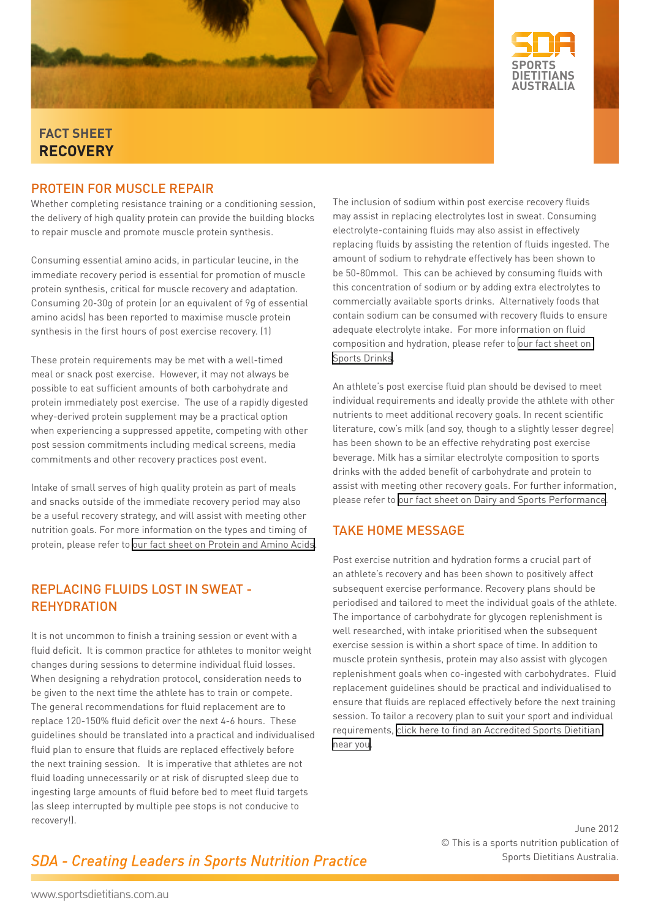# FACT SHEET
# RECOVERY

## PROTEIN FOR MUSCLE REPAIR

Whether completing resistance training or a conditioning session, the delivery of high quality protein can provide the building blocks to repair muscle and promote muscle protein synthesis.

Consuming essential amino acids, in particular leucine, in the immediate recovery period is essential for promotion of muscle protein synthesis, critical for muscle recovery and adaptation. Consuming 20-30g of protein (or an equivalent of 9g of essential amino acids) has been reported to maximise muscle protein synthesis in the first hours of post exercise recovery. (1)

These protein requirements may be met with a well-timed meal or snack post exercise. However, it may not always be possible to eat sufficient amounts of both carbohydrate and protein immediately post exercise. The use of a rapidly digested whey-derived protein supplement may be a practical option when experiencing a suppressed appetite, competing with other post session commitments including medical screens, media commitments and other recovery practices post event.

Intake of small serves of high quality protein as part of meals and snacks outside of the immediate recovery period may also be a useful recovery strategy, and will assist with meeting other nutrition goals. For more information on the types and timing of protein, please refer to our fact sheet on Protein and Amino Acids.

## REPLACING FLUIDS LOST IN SWEAT - REHYDRATION

It is not uncommon to finish a training session or event with a fluid deficit. It is common practice for athletes to monitor weight changes during sessions to determine individual fluid losses. When designing a rehydration protocol, consideration needs to be given to the next time the athlete has to train or compete. The general recommendations for fluid replacement are to replace 120-150% fluid deficit over the next 4-6 hours. These guidelines should be translated into a practical and individualised fluid plan to ensure that fluids are replaced effectively before the next training session. It is imperative that athletes are not fluid loading unnecessarily or at risk of disrupted sleep due to ingesting large amounts of fluid before bed to meet fluid targets (as sleep interrupted by multiple pee stops is not conducive to recovery!).

The inclusion of sodium within post exercise recovery fluids may assist in replacing electrolytes lost in sweat. Consuming electrolyte-containing fluids may also assist in effectively replacing fluids by assisting the retention of fluids ingested. The amount of sodium to rehydrate effectively has been shown to be 50-80mmol. This can be achieved by consuming fluids with this concentration of sodium or by adding extra electrolytes to commercially available sports drinks. Alternatively foods that contain sodium can be consumed with recovery fluids to ensure adequate electrolyte intake. For more information on fluid composition and hydration, please refer to our fact sheet on Sports Drinks.

An athlete's post exercise fluid plan should be devised to meet individual requirements and ideally provide the athlete with other nutrients to meet additional recovery goals. In recent scientific literature, cow's milk (and soy, though to a slightly lesser degree) has been shown to be an effective rehydrating post exercise beverage. Milk has a similar electrolyte composition to sports drinks with the added benefit of carbohydrate and protein to assist with meeting other recovery goals. For further information, please refer to our fact sheet on Dairy and Sports Performance.

## TAKE HOME MESSAGE

Post exercise nutrition and hydration forms a crucial part of an athlete's recovery and has been shown to positively affect subsequent exercise performance. Recovery plans should be periodised and tailored to meet the individual goals of the athlete. The importance of carbohydrate for glycogen replenishment is well researched, with intake prioritised when the subsequent exercise session is within a short space of time. In addition to muscle protein synthesis, protein may also assist with glycogen replenishment goals when co-ingested with carbohydrates. Fluid replacement guidelines should be practical and individualised to ensure that fluids are replaced effectively before the next training session. To tailor a recovery plan to suit your sport and individual requirements, click here to find an Accredited Sports Dietitian near you.

June 2012
© This is a sports nutrition publication of Sports Dietitians Australia.

*SDA - Creating Leaders in Sports Nutrition Practice*

www.sportsdietitians.com.au